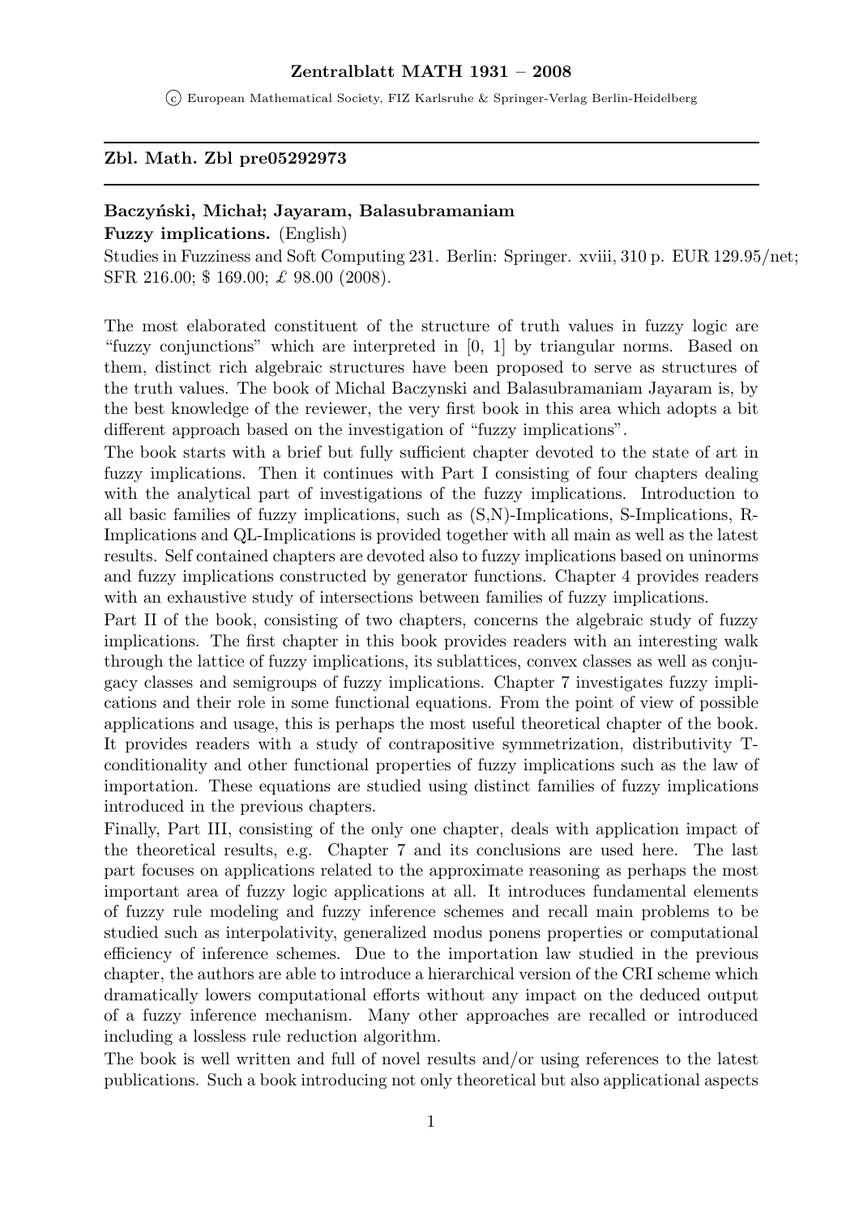**Zbl. Math. Zbl pre05292973**

**Baczyński, Michał; Jayaram, Balasubramaniam**

**Fuzzy implications.** (English)

Studies in Fuzziness and Soft Computing 231. Berlin: Springer. xviii, 310 p. EUR 129.95/net; SFR 216.00; \$ 169.00; £ 98.00 (2008).

The most elaborated constituent of the structure of truth values in fuzzy logic are "fuzzy conjunctions" which are interpreted in [0, 1] by triangular norms. Based on them, distinct rich algebraic structures have been proposed to serve as structures of the truth values. The book of Michal Baczynski and Balasubramaniam Jayaram is, by the best knowledge of the reviewer, the very first book in this area which adopts a bit different approach based on the investigation of "fuzzy implications".

The book starts with a brief but fully sufficient chapter devoted to the state of art in fuzzy implications. Then it continues with Part I consisting of four chapters dealing with the analytical part of investigations of the fuzzy implications. Introduction to all basic families of fuzzy implications, such as (S,N)-Implications, S-Implications, R-Implications and QL-Implications is provided together with all main as well as the latest results. Self contained chapters are devoted also to fuzzy implications based on uninorms and fuzzy implications constructed by generator functions. Chapter 4 provides readers with an exhaustive study of intersections between families of fuzzy implications.

Part II of the book, consisting of two chapters, concerns the algebraic study of fuzzy implications. The first chapter in this book provides readers with an interesting walk through the lattice of fuzzy implications, its sublattices, convex classes as well as conjugacy classes and semigroups of fuzzy implications. Chapter 7 investigates fuzzy implications and their role in some functional equations. From the point of view of possible applications and usage, this is perhaps the most useful theoretical chapter of the book. It provides readers with a study of contrapositive symmetrization, distributivity T-conditionality and other functional properties of fuzzy implications such as the law of importation. These equations are studied using distinct families of fuzzy implications introduced in the previous chapters.

Finally, Part III, consisting of the only one chapter, deals with application impact of the theoretical results, e.g. Chapter 7 and its conclusions are used here. The last part focuses on applications related to the approximate reasoning as perhaps the most important area of fuzzy logic applications at all. It introduces fundamental elements of fuzzy rule modeling and fuzzy inference schemes and recall main problems to be studied such as interpolativity, generalized modus ponens properties or computational efficiency of inference schemes. Due to the importation law studied in the previous chapter, the authors are able to introduce a hierarchical version of the CRI scheme which dramatically lowers computational efforts without any impact on the deduced output of a fuzzy inference mechanism. Many other approaches are recalled or introduced including a lossless rule reduction algorithm.

The book is well written and full of novel results and/or using references to the latest publications. Such a book introducing not only theoretical but also applicational aspects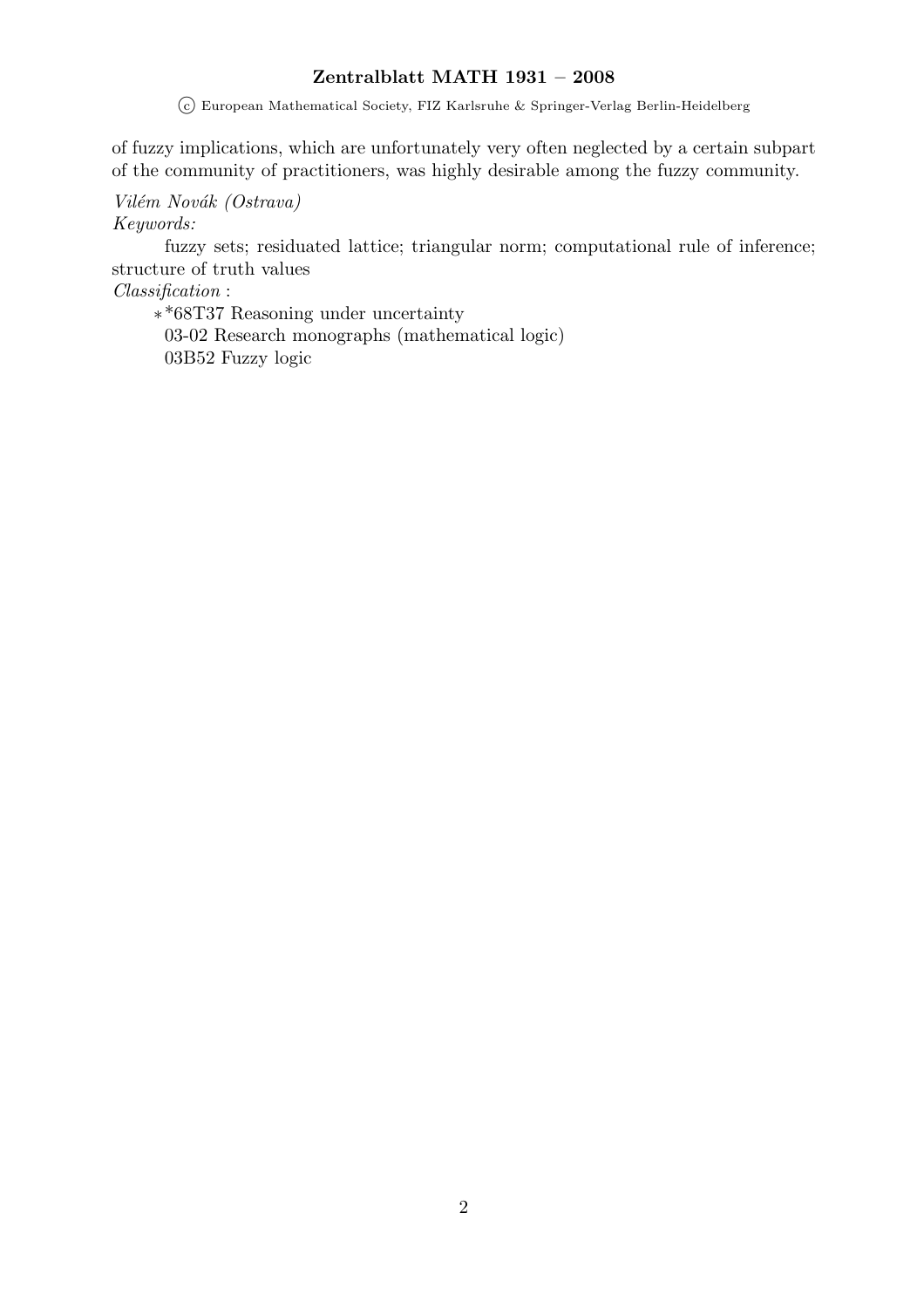of fuzzy implications, which are unfortunately very often neglected by a certain subpart of the community of practitioners, was highly desirable among the fuzzy community.

*Vilém Novák (Ostrava)*

*Keywords:*

fuzzy sets; residuated lattice; triangular norm; computational rule of inference; structure of truth values

*Classification* :

∗*68T37 Reasoning under uncertainty

03-02 Research monographs (mathematical logic)

03B52 Fuzzy logic